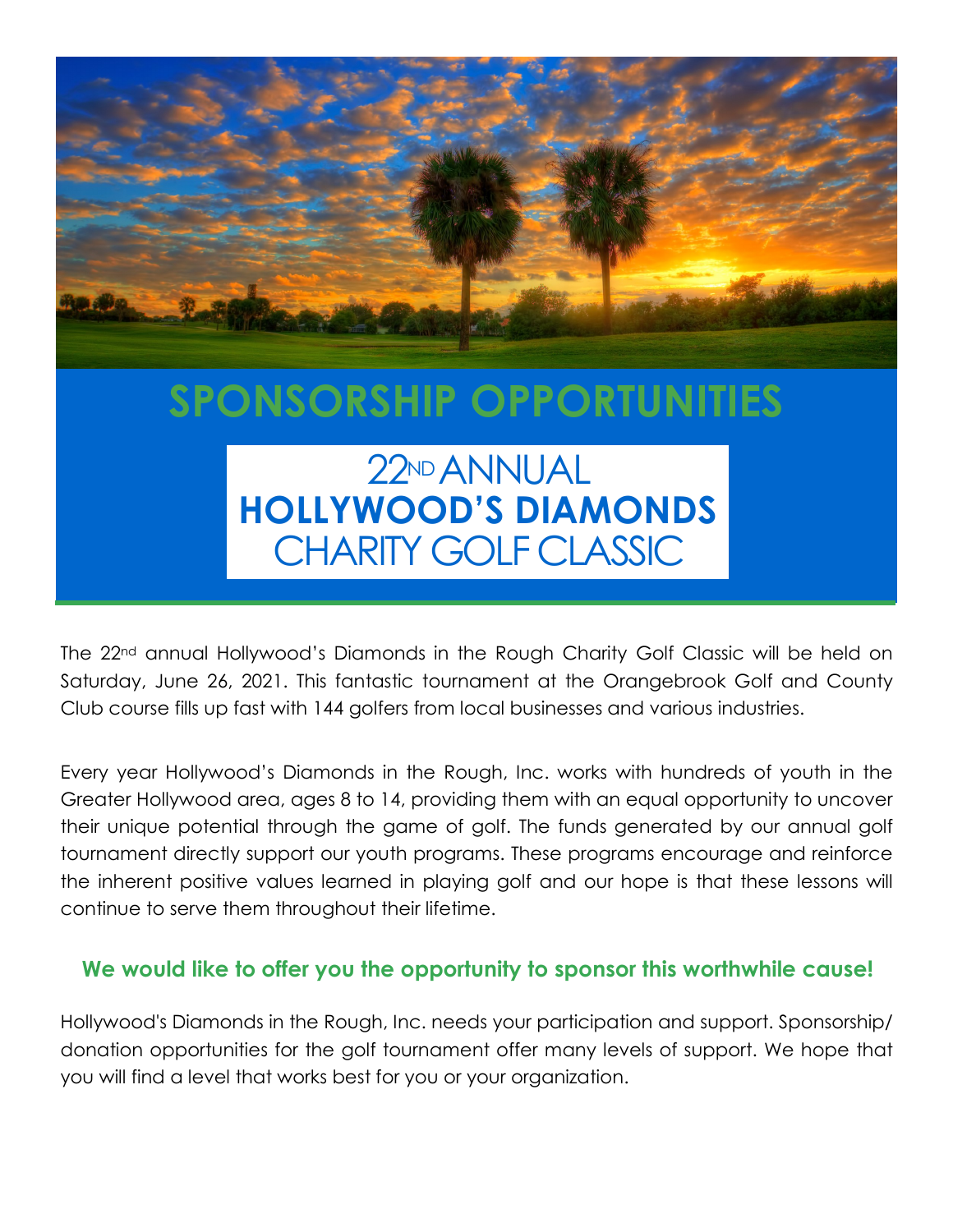# SPONSORSHIP OPPORTUNITIES

## 22ND ANNUAL **HOLLYWOOD'S DIAMONDS** CHARITY GOLF CLASSIC

The 22nd annual Hollywood's Diamonds in the Rough Charity Golf Classic will be held on Saturday, June 26, 2021. This fantastic tournament at the Orangebrook Golf and County Club course fills up fast with 144 golfers from local businesses and various industries.

Every year Hollywood's Diamonds in the Rough, Inc. works with hundreds of youth in the Greater Hollywood area, ages 8 to 14, providing them with an equal opportunity to uncover their unique potential through the game of golf. The funds generated by our annual golf tournament directly support our youth programs. These programs encourage and reinforce the inherent positive values learned in playing golf and our hope is that these lessons will continue to serve them throughout their lifetime.

### We would like to offer you the opportunity to sponsor this worthwhile cause!

Hollywood's Diamonds in the Rough, Inc. needs your participation and support. Sponsorship/ donation opportunities for the golf tournament offer many levels of support. We hope that you will find a level that works best for you or your organization.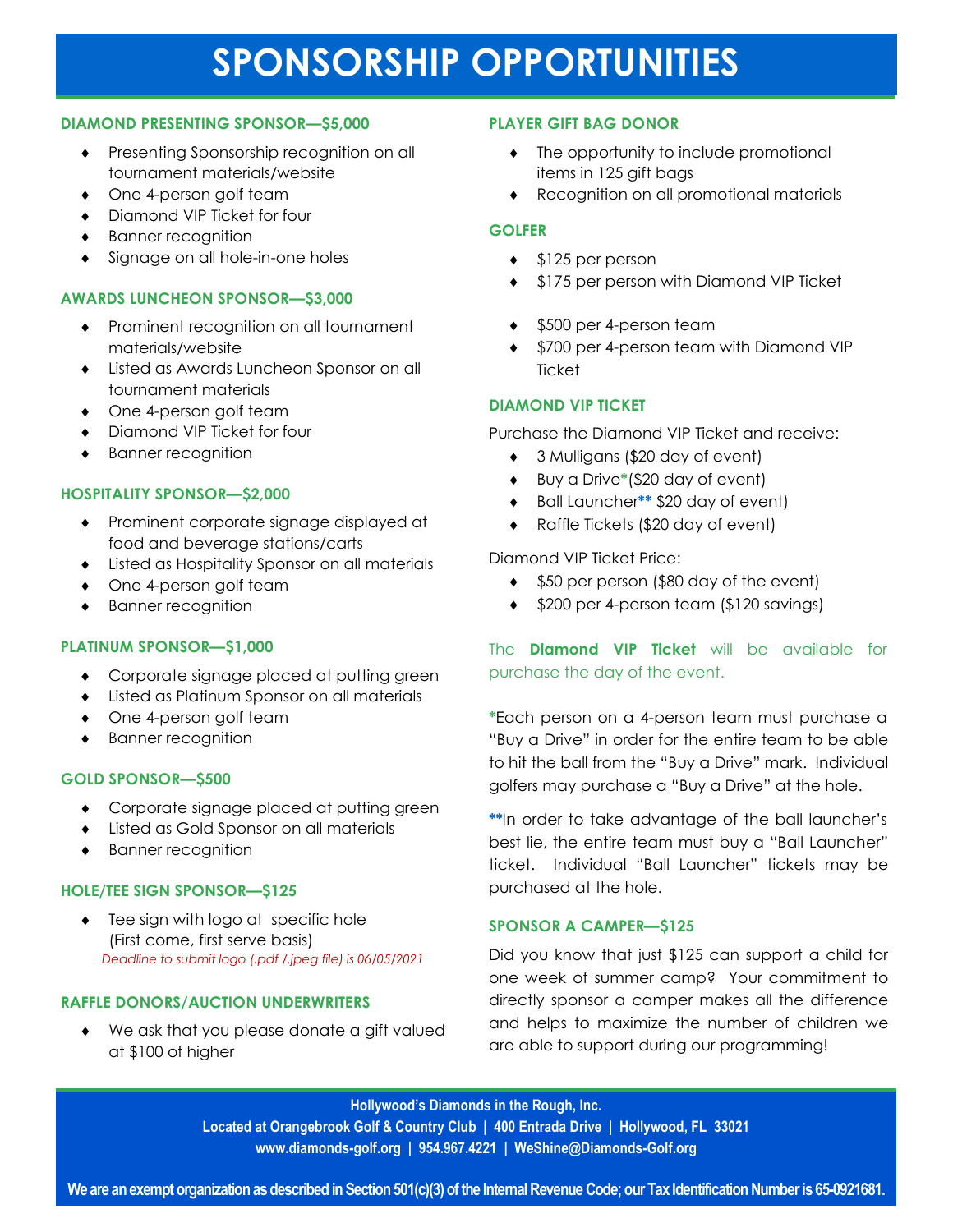# SPONSORSHIP OPPORTUNITIES

### DIAMOND PRESENTING SPONSOR—$5,000

- Presenting Sponsorship recognition on all tournament materials/website
- One 4-person golf team
- Diamond VIP Ticket for four
- Banner recognition
- Signage on all hole-in-one holes

### AWARDS LUNCHEON SPONSOR—$3,000

- Prominent recognition on all tournament materials/website
- Listed as Awards Luncheon Sponsor on all tournament materials
- One 4-person golf team
- Diamond VIP Ticket for four
- Banner recognition

### HOSPITALITY SPONSOR—$2,000

- Prominent corporate signage displayed at food and beverage stations/carts
- Listed as Hospitality Sponsor on all materials
- One 4-person golf team
- Banner recognition

### PLATINUM SPONSOR—$1,000

- Corporate signage placed at putting green
- Listed as Platinum Sponsor on all materials
- One 4-person golf team
- Banner recognition

### GOLD SPONSOR—$500

- Corporate signage placed at putting green
- Listed as Gold Sponsor on all materials
- Banner recognition

### HOLE/TEE SIGN SPONSOR—$125

- Tee sign with logo at specific hole (First come, first serve basis)

*Deadline to submit logo (.pdf /.jpeg file) is 06/05/2021*

### RAFFLE DONORS/AUCTION UNDERWRITERS

- We ask that you please donate a gift valued at $100 of higher

### PLAYER GIFT BAG DONOR

- The opportunity to include promotional items in 125 gift bags
- Recognition on all promotional materials

### GOLFER

- $125 per person
- $175 per person with Diamond VIP Ticket
- $500 per 4-person team
- $700 per 4-person team with Diamond VIP Ticket

### DIAMOND VIP TICKET

Purchase the Diamond VIP Ticket and receive:

- 3 Mulligans ($20 day of event)
- Buy a Drive*($20 day of event)
- Ball Launcher** $20 day of event)
- Raffle Tickets ($20 day of event)

Diamond VIP Ticket Price:

- $50 per person ($80 day of the event)
- $200 per 4-person team ($120 savings)

The **Diamond VIP Ticket** will be available for purchase the day of the event.

*Each person on a 4-person team must purchase a "Buy a Drive" in order for the entire team to be able to hit the ball from the "Buy a Drive" mark. Individual golfers may purchase a "Buy a Drive" at the hole.

**In order to take advantage of the ball launcher's best lie, the entire team must buy a "Ball Launcher" ticket. Individual "Ball Launcher" tickets may be purchased at the hole.

### SPONSOR A CAMPER—$125

Did you know that just $125 can support a child for one week of summer camp? Your commitment to directly sponsor a camper makes all the difference and helps to maximize the number of children we are able to support during our programming!

**Hollywood's Diamonds in the Rough, Inc.**
**Located at Orangebrook Golf & Country Club | 400 Entrada Drive | Hollywood, FL 33021**
**www.diamonds-golf.org | 954.967.4221 | WeShine@Diamonds-Golf.org**

**We are an exempt organization as described in Section 501(c)(3) of the Internal Revenue Code; our Tax Identification Number is 65-0921681.**